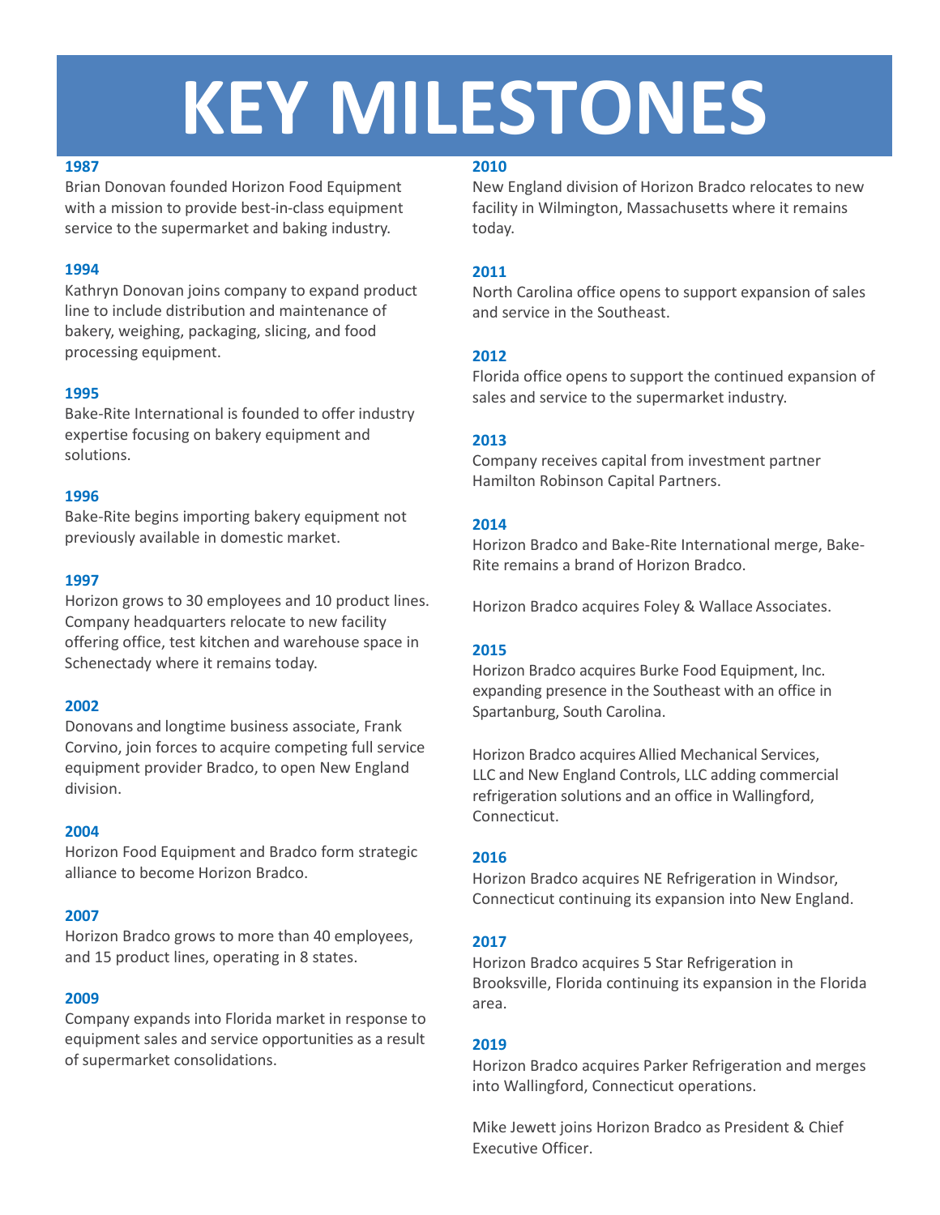# KEY MILESTONES

### 1987

Brian Donovan founded Horizon Food Equipment with a mission to provide best-in-class equipment service to the supermarket and baking industry.

### 1994

Kathryn Donovan joins company to expand product line to include distribution and maintenance of bakery, weighing, packaging, slicing, and food processing equipment.

### 1995

Bake-Rite International is founded to offer industry expertise focusing on bakery equipment and solutions.

### 1996

Bake-Rite begins importing bakery equipment not previously available in domestic market.

### 1997

Horizon grows to 30 employees and 10 product lines. Company headquarters relocate to new facility offering office, test kitchen and warehouse space in Schenectady where it remains today.

### 2002

Donovans and longtime business associate, Frank Corvino, join forces to acquire competing full service equipment provider Bradco, to open New England division.

### 2004

Horizon Food Equipment and Bradco form strategic alliance to become Horizon Bradco.

### 2007

Horizon Bradco grows to more than 40 employees, and 15 product lines, operating in 8 states.

### 2009

Company expands into Florida market in response to equipment sales and service opportunities as a result of supermarket consolidations.

### 2010

New England division of Horizon Bradco relocates to new facility in Wilmington, Massachusetts where it remains today.

### 2011

North Carolina office opens to support expansion of sales and service in the Southeast.

### 2012

Florida office opens to support the continued expansion of sales and service to the supermarket industry.

### 2013

Company receives capital from investment partner Hamilton Robinson Capital Partners.

### 2014

Horizon Bradco and Bake-Rite International merge, Bake-Rite remains a brand of Horizon Bradco.

Horizon Bradco acquires Foley & Wallace Associates.

### 2015

Horizon Bradco acquires Burke Food Equipment, Inc. expanding presence in the Southeast with an office in Spartanburg, South Carolina.

Horizon Bradco acquires Allied Mechanical Services, LLC and New England Controls, LLC adding commercial refrigeration solutions and an office in Wallingford, Connecticut.

### 2016

Horizon Bradco acquires NE Refrigeration in Windsor, Connecticut continuing its expansion into New England.

### 2017

Horizon Bradco acquires 5 Star Refrigeration in Brooksville, Florida continuing its expansion in the Florida area.

### 2019

Horizon Bradco acquires Parker Refrigeration and merges into Wallingford, Connecticut operations.

Mike Jewett joins Horizon Bradco as President & Chief Executive Officer.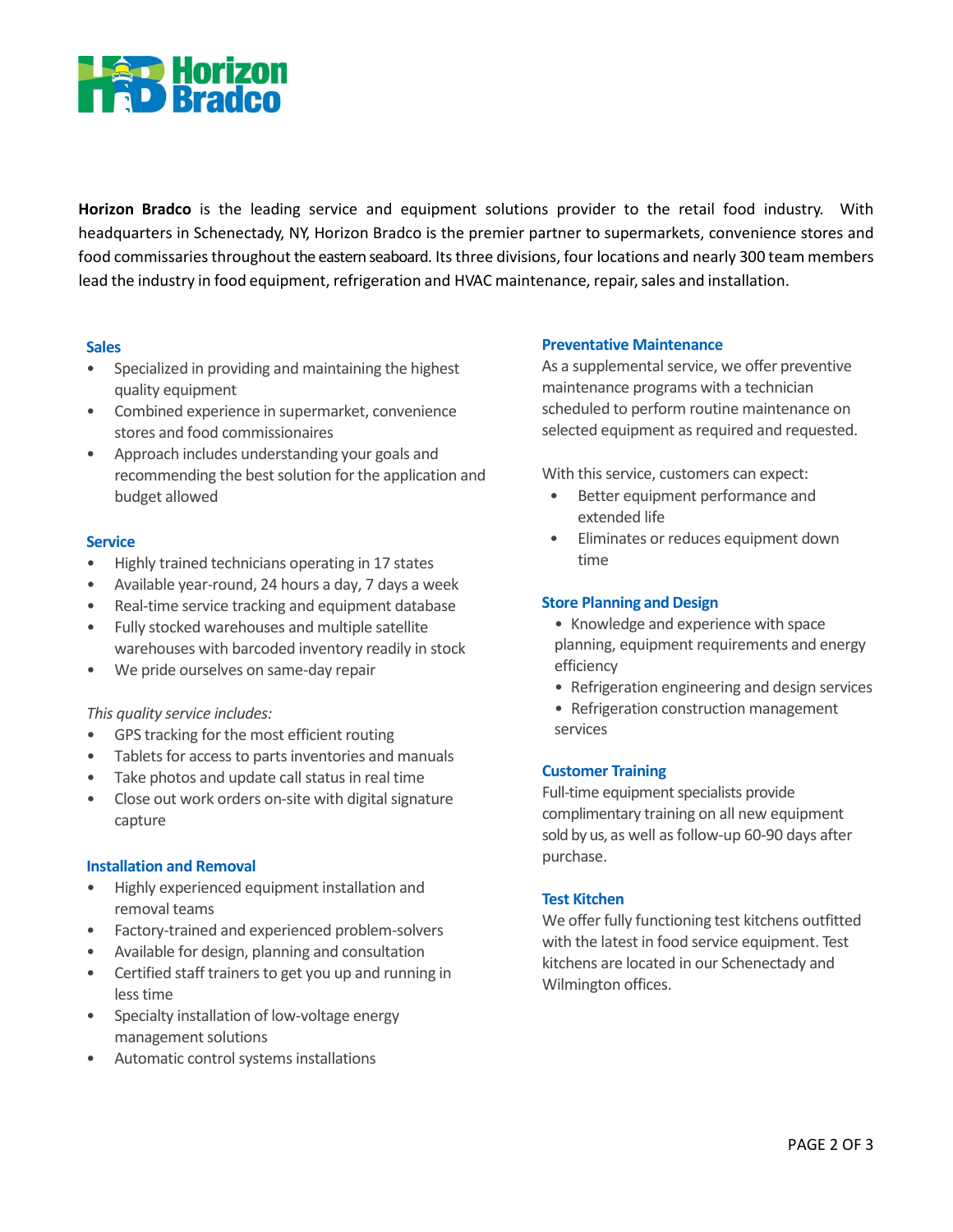# Horizon Bradco

**Horizon Bradco** is the leading service and equipment solutions provider to the retail food industry. With headquarters in Schenectady, NY, Horizon Bradco is the premier partner to supermarkets, convenience stores and food commissaries throughout the eastern seaboard. Its three divisions, four locations and nearly 300 team members lead the industry in food equipment, refrigeration and HVAC maintenance, repair, sales and installation.

### Sales

- Specialized in providing and maintaining the highest quality equipment
- Combined experience in supermarket, convenience stores and food commissionaires
- Approach includes understanding your goals and recommending the best solution for the application and budget allowed

### Service

- Highly trained technicians operating in 17 states
- Available year-round, 24 hours a day, 7 days a week
- Real-time service tracking and equipment database
- Fully stocked warehouses and multiple satellite warehouses with barcoded inventory readily in stock
- We pride ourselves on same-day repair

*This quality service includes:*

- GPS tracking for the most efficient routing
- Tablets for access to parts inventories and manuals
- Take photos and update call status in real time
- Close out work orders on-site with digital signature capture

### Installation and Removal

- Highly experienced equipment installation and removal teams
- Factory-trained and experienced problem-solvers
- Available for design, planning and consultation
- Certified staff trainers to get you up and running in less time
- Specialty installation of low-voltage energy management solutions
- Automatic control systems installations

### Preventative Maintenance

As a supplemental service, we offer preventive maintenance programs with a technician scheduled to perform routine maintenance on selected equipment as required and requested.

With this service, customers can expect:

- Better equipment performance and extended life
- Eliminates or reduces equipment down time

### Store Planning and Design

- Knowledge and experience with space planning, equipment requirements and energy efficiency
- Refrigeration engineering and design services
- Refrigeration construction management services

### Customer Training

Full-time equipment specialists provide complimentary training on all new equipment sold by us, as well as follow-up 60-90 days after purchase.

### Test Kitchen

We offer fully functioning test kitchens outfitted with the latest in food service equipment. Test kitchens are located in our Schenectady and Wilmington offices.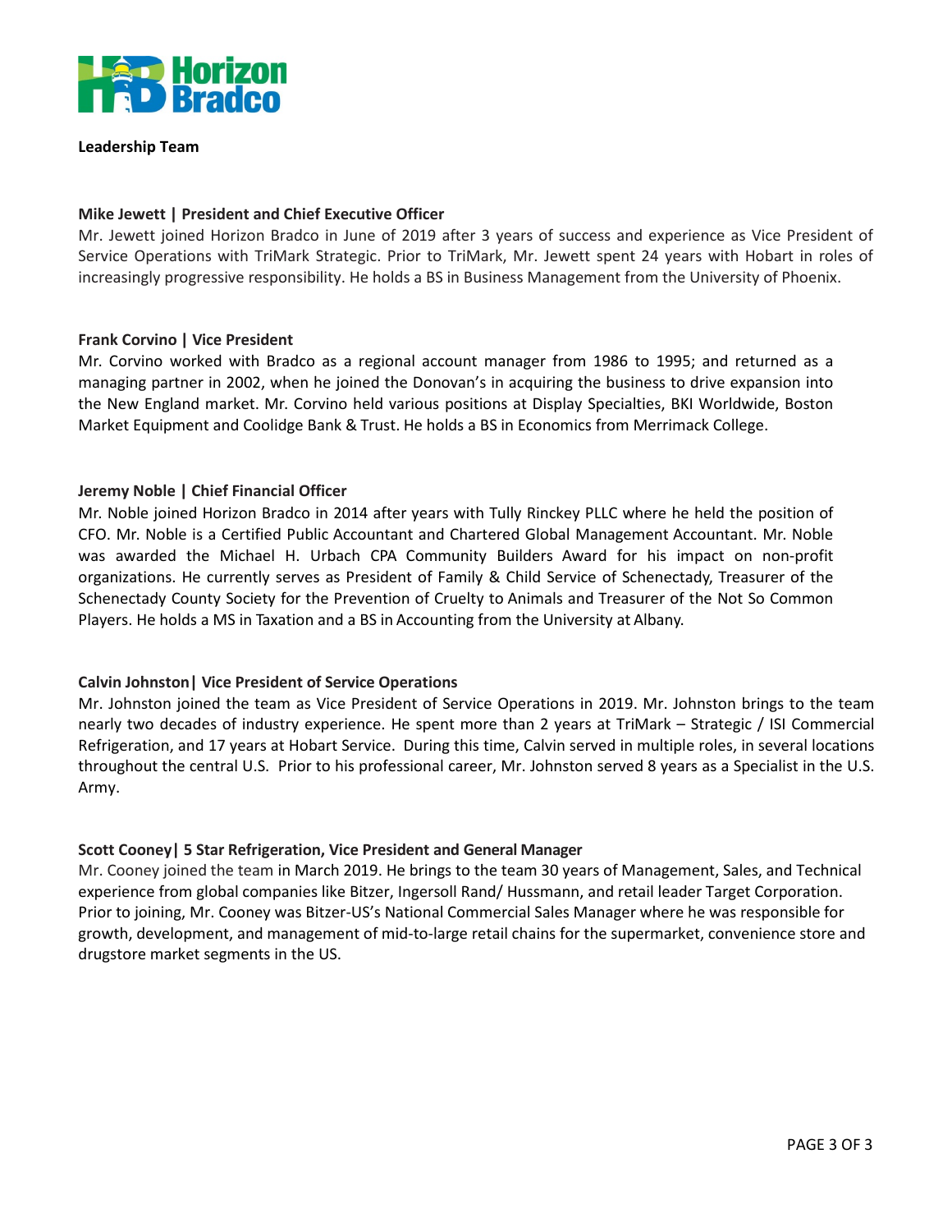**Leadership Team**

**Mike Jewett | President and Chief Executive Officer**

Mr. Jewett joined Horizon Bradco in June of 2019 after 3 years of success and experience as Vice President of Service Operations with TriMark Strategic. Prior to TriMark, Mr. Jewett spent 24 years with Hobart in roles of increasingly progressive responsibility. He holds a BS in Business Management from the University of Phoenix.

**Frank Corvino | Vice President**

Mr. Corvino worked with Bradco as a regional account manager from 1986 to 1995; and returned as a managing partner in 2002, when he joined the Donovan's in acquiring the business to drive expansion into the New England market. Mr. Corvino held various positions at Display Specialties, BKI Worldwide, Boston Market Equipment and Coolidge Bank & Trust. He holds a BS in Economics from Merrimack College.

**Jeremy Noble | Chief Financial Officer**

Mr. Noble joined Horizon Bradco in 2014 after years with Tully Rinckey PLLC where he held the position of CFO. Mr. Noble is a Certified Public Accountant and Chartered Global Management Accountant. Mr. Noble was awarded the Michael H. Urbach CPA Community Builders Award for his impact on non-profit organizations. He currently serves as President of Family & Child Service of Schenectady, Treasurer of the Schenectady County Society for the Prevention of Cruelty to Animals and Treasurer of the Not So Common Players. He holds a MS in Taxation and a BS in Accounting from the University at Albany.

**Calvin Johnston| Vice President of Service Operations**

Mr. Johnston joined the team as Vice President of Service Operations in 2019. Mr. Johnston brings to the team nearly two decades of industry experience. He spent more than 2 years at TriMark – Strategic / ISI Commercial Refrigeration, and 17 years at Hobart Service. During this time, Calvin served in multiple roles, in several locations throughout the central U.S. Prior to his professional career, Mr. Johnston served 8 years as a Specialist in the U.S. Army.

**Scott Cooney| 5 Star Refrigeration, Vice President and General Manager**

Mr. Cooney joined the team in March 2019. He brings to the team 30 years of Management, Sales, and Technical experience from global companies like Bitzer, Ingersoll Rand/ Hussmann, and retail leader Target Corporation. Prior to joining, Mr. Cooney was Bitzer-US's National Commercial Sales Manager where he was responsible for growth, development, and management of mid-to-large retail chains for the supermarket, convenience store and drugstore market segments in the US.